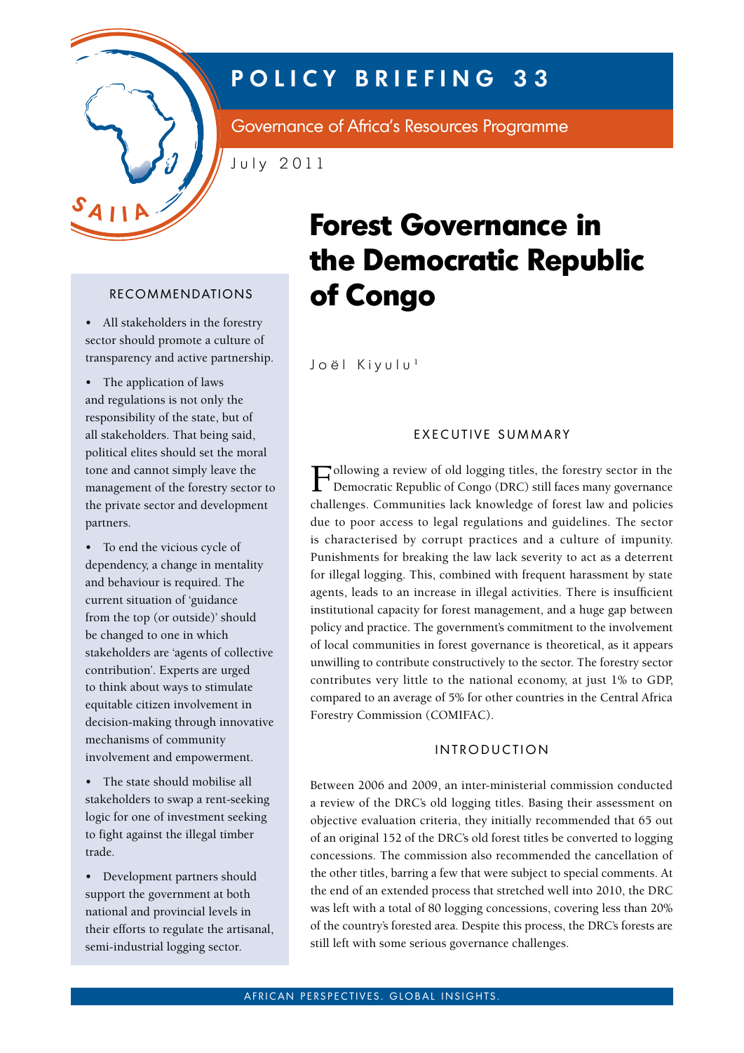# POLICY BRIEFING 33

Governance of Africa's Resources Programme

July 2011

# Forest Governance in the Democratic Republic of Congo

Joël Kiyulu[1]

## RECOMMENDATIONS

- All stakeholders in the forestry sector should promote a culture of transparency and active partnership.
- The application of laws and regulations is not only the responsibility of the state, but of all stakeholders. That being said, political elites should set the moral tone and cannot simply leave the management of the forestry sector to the private sector and development partners.
- To end the vicious cycle of dependency, a change in mentality and behaviour is required. The current situation of 'guidance from the top (or outside)' should be changed to one in which stakeholders are 'agents of collective contribution'. Experts are urged to think about ways to stimulate equitable citizen involvement in decision-making through innovative mechanisms of community involvement and empowerment.
- The state should mobilise all stakeholders to swap a rent-seeking logic for one of investment seeking to fight against the illegal timber trade.
- Development partners should support the government at both national and provincial levels in their efforts to regulate the artisanal, semi-industrial logging sector.

## EXECUTIVE SUMMARY

Following a review of old logging titles, the forestry sector in the Democratic Republic of Congo (DRC) still faces many governance challenges. Communities lack knowledge of forest law and policies due to poor access to legal regulations and guidelines. The sector is characterised by corrupt practices and a culture of impunity. Punishments for breaking the law lack severity to act as a deterrent for illegal logging. This, combined with frequent harassment by state agents, leads to an increase in illegal activities. There is insufficient institutional capacity for forest management, and a huge gap between policy and practice. The government's commitment to the involvement of local communities in forest governance is theoretical, as it appears unwilling to contribute constructively to the sector. The forestry sector contributes very little to the national economy, at just 1% to GDP, compared to an average of 5% for other countries in the Central Africa Forestry Commission (COMIFAC).

## INTRODUCTION

Between 2006 and 2009, an inter-ministerial commission conducted a review of the DRC's old logging titles. Basing their assessment on objective evaluation criteria, they initially recommended that 65 out of an original 152 of the DRC's old forest titles be converted to logging concessions. The commission also recommended the cancellation of the other titles, barring a few that were subject to special comments. At the end of an extended process that stretched well into 2010, the DRC was left with a total of 80 logging concessions, covering less than 20% of the country's forested area. Despite this process, the DRC's forests are still left with some serious governance challenges.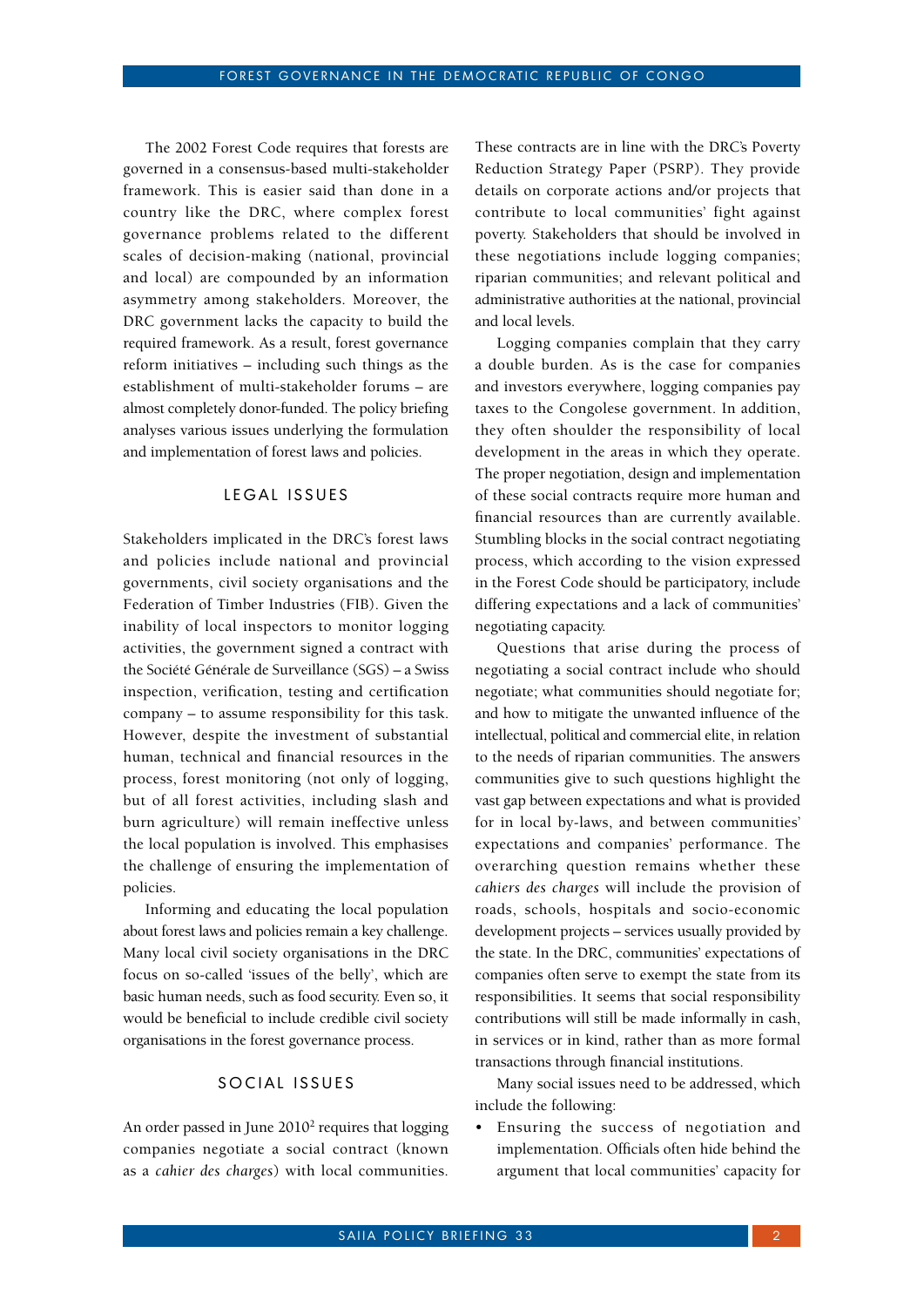The 2002 Forest Code requires that forests are governed in a consensus-based multi-stakeholder framework. This is easier said than done in a country like the DRC, where complex forest governance problems related to the different scales of decision-making (national, provincial and local) are compounded by an information asymmetry among stakeholders. Moreover, the DRC government lacks the capacity to build the required framework. As a result, forest governance reform initiatives – including such things as the establishment of multi-stakeholder forums – are almost completely donor-funded. The policy briefing analyses various issues underlying the formulation and implementation of forest laws and policies.

## LEGAL ISSUES

Stakeholders implicated in the DRC's forest laws and policies include national and provincial governments, civil society organisations and the Federation of Timber Industries (FIB). Given the inability of local inspectors to monitor logging activities, the government signed a contract with the Société Générale de Surveillance (SGS) – a Swiss inspection, verification, testing and certification company – to assume responsibility for this task. However, despite the investment of substantial human, technical and financial resources in the process, forest monitoring (not only of logging, but of all forest activities, including slash and burn agriculture) will remain ineffective unless the local population is involved. This emphasises the challenge of ensuring the implementation of policies.

Informing and educating the local population about forest laws and policies remain a key challenge. Many local civil society organisations in the DRC focus on so-called 'issues of the belly', which are basic human needs, such as food security. Even so, it would be beneficial to include credible civil society organisations in the forest governance process.

## SOCIAL ISSUES

An order passed in June 2010[2] requires that logging companies negotiate a social contract (known as a *cahier des charges*) with local communities. These contracts are in line with the DRC's Poverty Reduction Strategy Paper (PSRP). They provide details on corporate actions and/or projects that contribute to local communities' fight against poverty. Stakeholders that should be involved in these negotiations include logging companies; riparian communities; and relevant political and administrative authorities at the national, provincial and local levels.

Logging companies complain that they carry a double burden. As is the case for companies and investors everywhere, logging companies pay taxes to the Congolese government. In addition, they often shoulder the responsibility of local development in the areas in which they operate. The proper negotiation, design and implementation of these social contracts require more human and financial resources than are currently available. Stumbling blocks in the social contract negotiating process, which according to the vision expressed in the Forest Code should be participatory, include differing expectations and a lack of communities' negotiating capacity.

Questions that arise during the process of negotiating a social contract include who should negotiate; what communities should negotiate for; and how to mitigate the unwanted influence of the intellectual, political and commercial elite, in relation to the needs of riparian communities. The answers communities give to such questions highlight the vast gap between expectations and what is provided for in local by-laws, and between communities' expectations and companies' performance. The overarching question remains whether these *cahiers des charges* will include the provision of roads, schools, hospitals and socio-economic development projects – services usually provided by the state. In the DRC, communities' expectations of companies often serve to exempt the state from its responsibilities. It seems that social responsibility contributions will still be made informally in cash, in services or in kind, rather than as more formal transactions through financial institutions.

Many social issues need to be addressed, which include the following:

- Ensuring the success of negotiation and implementation. Officials often hide behind the argument that local communities' capacity for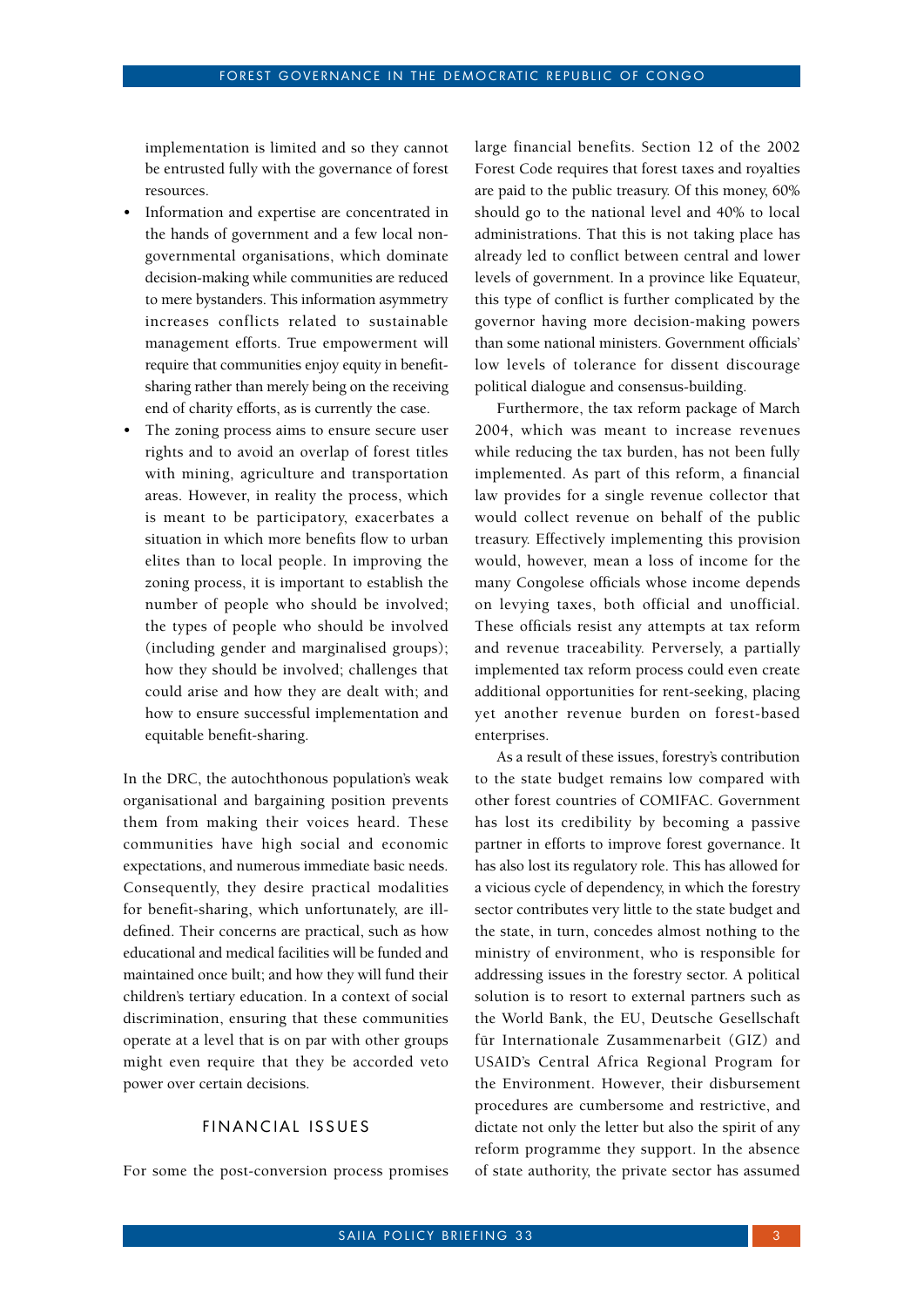implementation is limited and so they cannot be entrusted fully with the governance of forest resources.

- Information and expertise are concentrated in the hands of government and a few local non-governmental organisations, which dominate decision-making while communities are reduced to mere bystanders. This information asymmetry increases conflicts related to sustainable management efforts. True empowerment will require that communities enjoy equity in benefit-sharing rather than merely being on the receiving end of charity efforts, as is currently the case.
- The zoning process aims to ensure secure user rights and to avoid an overlap of forest titles with mining, agriculture and transportation areas. However, in reality the process, which is meant to be participatory, exacerbates a situation in which more benefits flow to urban elites than to local people. In improving the zoning process, it is important to establish the number of people who should be involved; the types of people who should be involved (including gender and marginalised groups); how they should be involved; challenges that could arise and how they are dealt with; and how to ensure successful implementation and equitable benefit-sharing.

In the DRC, the autochthonous population's weak organisational and bargaining position prevents them from making their voices heard. These communities have high social and economic expectations, and numerous immediate basic needs. Consequently, they desire practical modalities for benefit-sharing, which unfortunately, are ill-defined. Their concerns are practical, such as how educational and medical facilities will be funded and maintained once built; and how they will fund their children's tertiary education. In a context of social discrimination, ensuring that these communities operate at a level that is on par with other groups might even require that they be accorded veto power over certain decisions.

## FINANCIAL ISSUES

For some the post-conversion process promises large financial benefits. Section 12 of the 2002 Forest Code requires that forest taxes and royalties are paid to the public treasury. Of this money, 60% should go to the national level and 40% to local administrations. That this is not taking place has already led to conflict between central and lower levels of government. In a province like Equateur, this type of conflict is further complicated by the governor having more decision-making powers than some national ministers. Government officials' low levels of tolerance for dissent discourage political dialogue and consensus-building.

Furthermore, the tax reform package of March 2004, which was meant to increase revenues while reducing the tax burden, has not been fully implemented. As part of this reform, a financial law provides for a single revenue collector that would collect revenue on behalf of the public treasury. Effectively implementing this provision would, however, mean a loss of income for the many Congolese officials whose income depends on levying taxes, both official and unofficial. These officials resist any attempts at tax reform and revenue traceability. Perversely, a partially implemented tax reform process could even create additional opportunities for rent-seeking, placing yet another revenue burden on forest-based enterprises.

As a result of these issues, forestry's contribution to the state budget remains low compared with other forest countries of COMIFAC. Government has lost its credibility by becoming a passive partner in efforts to improve forest governance. It has also lost its regulatory role. This has allowed for a vicious cycle of dependency, in which the forestry sector contributes very little to the state budget and the state, in turn, concedes almost nothing to the ministry of environment, who is responsible for addressing issues in the forestry sector. A political solution is to resort to external partners such as the World Bank, the EU, Deutsche Gesellschaft für Internationale Zusammenarbeit (GIZ) and USAID's Central Africa Regional Program for the Environment. However, their disbursement procedures are cumbersome and restrictive, and dictate not only the letter but also the spirit of any reform programme they support. In the absence of state authority, the private sector has assumed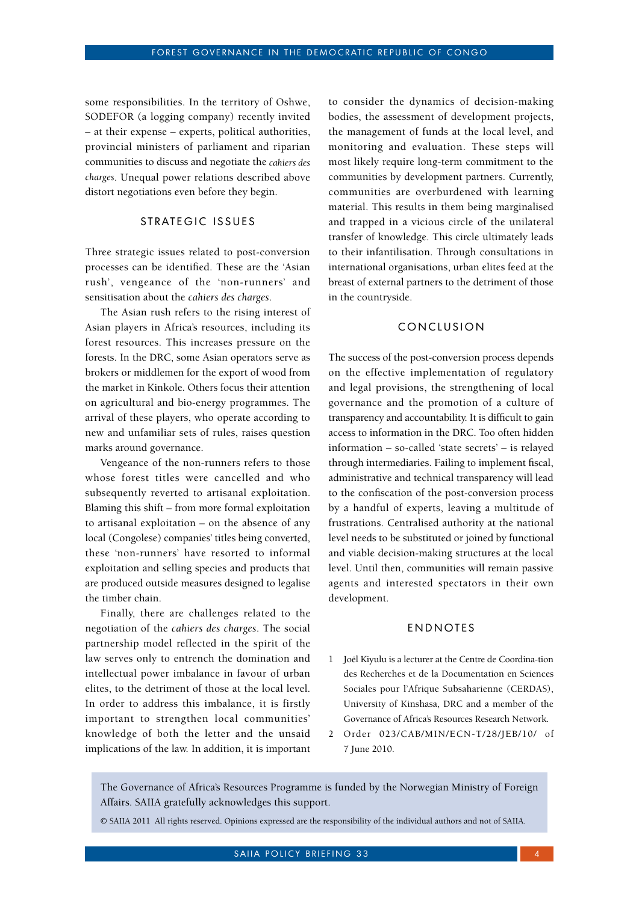some responsibilities. In the territory of Oshwe, SODEFOR (a logging company) recently invited – at their expense – experts, political authorities, provincial ministers of parliament and riparian communities to discuss and negotiate the *cahiers des charges*. Unequal power relations described above distort negotiations even before they begin.

## STRATEGIC ISSUES

Three strategic issues related to post-conversion processes can be identified. These are the 'Asian rush', vengeance of the 'non-runners' and sensitisation about the *cahiers des charges*.

The Asian rush refers to the rising interest of Asian players in Africa's resources, including its forest resources. This increases pressure on the forests. In the DRC, some Asian operators serve as brokers or middlemen for the export of wood from the market in Kinkole. Others focus their attention on agricultural and bio-energy programmes. The arrival of these players, who operate according to new and unfamiliar sets of rules, raises question marks around governance.

Vengeance of the non-runners refers to those whose forest titles were cancelled and who subsequently reverted to artisanal exploitation. Blaming this shift – from more formal exploitation to artisanal exploitation – on the absence of any local (Congolese) companies' titles being converted, these 'non-runners' have resorted to informal exploitation and selling species and products that are produced outside measures designed to legalise the timber chain.

Finally, there are challenges related to the negotiation of the *cahiers des charges*. The social partnership model reflected in the spirit of the law serves only to entrench the domination and intellectual power imbalance in favour of urban elites, to the detriment of those at the local level. In order to address this imbalance, it is firstly important to strengthen local communities' knowledge of both the letter and the unsaid implications of the law. In addition, it is important to consider the dynamics of decision-making bodies, the assessment of development projects, the management of funds at the local level, and monitoring and evaluation. These steps will most likely require long-term commitment to the communities by development partners. Currently, communities are overburdened with learning material. This results in them being marginalised and trapped in a vicious circle of the unilateral transfer of knowledge. This circle ultimately leads to their infantilisation. Through consultations in international organisations, urban elites feed at the breast of external partners to the detriment of those in the countryside.

## CONCLUSION

The success of the post-conversion process depends on the effective implementation of regulatory and legal provisions, the strengthening of local governance and the promotion of a culture of transparency and accountability. It is difficult to gain access to information in the DRC. Too often hidden information – so-called 'state secrets' – is relayed through intermediaries. Failing to implement fiscal, administrative and technical transparency will lead to the confiscation of the post-conversion process by a handful of experts, leaving a multitude of frustrations. Centralised authority at the national level needs to be substituted or joined by functional and viable decision-making structures at the local level. Until then, communities will remain passive agents and interested spectators in their own development.

## ENDNOTES

1. Joël Kiyulu is a lecturer at the Centre de Coordina-tion des Recherches et de la Documentation en Sciences Sociales pour l'Afrique Subsaharienne (CERDAS), University of Kinshasa, DRC and a member of the Governance of Africa's Resources Research Network.
2. Order 023/CAB/MIN/ECN-T/28/JEB/10/ of 7 June 2010.

The Governance of Africa's Resources Programme is funded by the Norwegian Ministry of Foreign Affairs. SAIIA gratefully acknowledges this support.

© SAIIA 2011 All rights reserved. Opinions expressed are the responsibility of the individual authors and not of SAIIA.